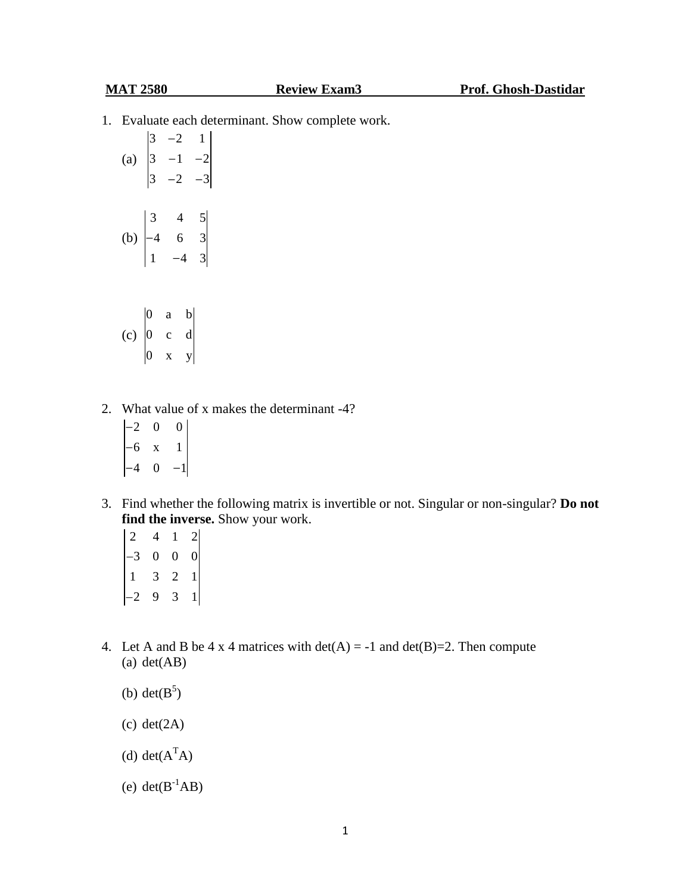**MAT 2580 Review Exam3 Prof. Ghosh-Dastidar**

1. Evaluate each determinant. Show complete work.

   (a) $\begin{vmatrix} 3 & -2 & 1 \\ 3 & -1 & -2 \\ 3 & -2 & -3 \end{vmatrix}$

   (b) $\begin{vmatrix} 3 & 4 & 5 \\ -4 & 6 & 3 \\ 1 & -4 & 3 \end{vmatrix}$

   (c) $\begin{vmatrix} 0 & a & b \\ 0 & c & d \\ 0 & x & y \end{vmatrix}$

2. What value of x makes the determinant -4?

   $\begin{vmatrix} -2 & 0 & 0 \\ -6 & x & 1 \\ -4 & 0 & -1 \end{vmatrix}$

3. Find whether the following matrix is invertible or not. Singular or non-singular? **Do not find the inverse.** Show your work.

   $\begin{vmatrix} 2 & 4 & 1 & 2 \\ -3 & 0 & 0 & 0 \\ 1 & 3 & 2 & 1 \\ -2 & 9 & 3 & 1 \end{vmatrix}$

4. Let A and B be 4 x 4 matrices with det(A) = -1 and det(B)=2. Then compute

   (a) det(AB)

   (b) $\det(B^5)$

   (c) det(2A)

   (d) $\det(A^TA)$

   (e) $\det(B^{-1}AB)$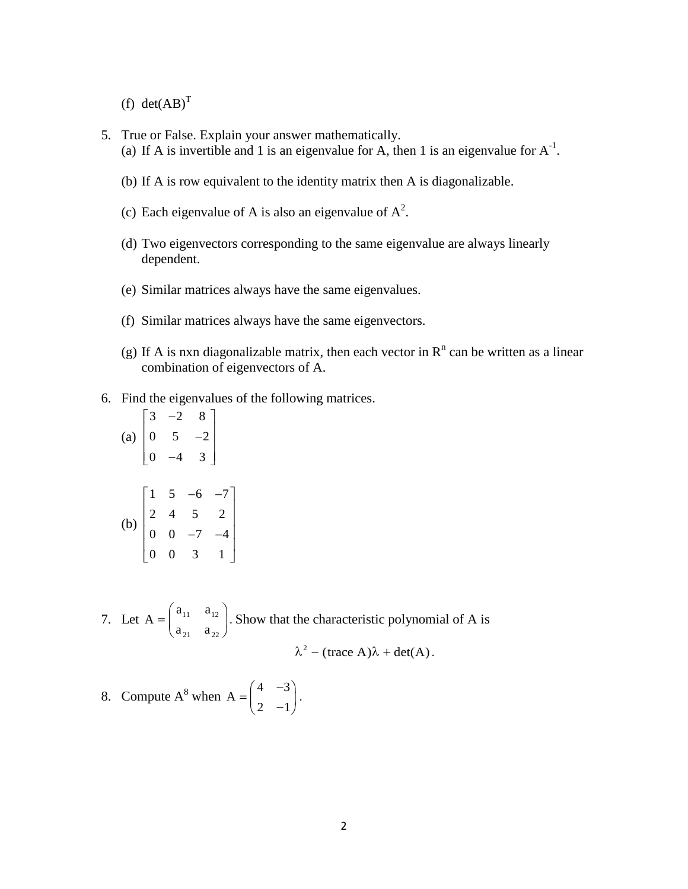(f) $\det(AB)^T$

5. True or False. Explain your answer mathematically.
   (a) If A is invertible and 1 is an eigenvalue for A, then 1 is an eigenvalue for $A^{-1}$.

   (b) If A is row equivalent to the identity matrix then A is diagonalizable.

   (c) Each eigenvalue of A is also an eigenvalue of $A^2$.

   (d) Two eigenvectors corresponding to the same eigenvalue are always linearly dependent.

   (e) Similar matrices always have the same eigenvalues.

   (f) Similar matrices always have the same eigenvectors.

   (g) If A is nxn diagonalizable matrix, then each vector in $R^n$ can be written as a linear combination of eigenvectors of A.

6. Find the eigenvalues of the following matrices.

   (a) $\begin{bmatrix} 3 & -2 & 8 \\ 0 & 5 & -2 \\ 0 & -4 & 3 \end{bmatrix}$

   (b) $\begin{bmatrix} 1 & 5 & -6 & -7 \\ 2 & 4 & 5 & 2 \\ 0 & 0 & -7 & -4 \\ 0 & 0 & 3 & 1 \end{bmatrix}$

7. Let $A = \begin{pmatrix} a_{11} & a_{12} \\ a_{21} & a_{22} \end{pmatrix}$. Show that the characteristic polynomial of A is

$$\lambda^2 - (\text{trace } A)\lambda + \det(A).$$

8. Compute $A^8$ when $A = \begin{pmatrix} 4 & -3 \\ 2 & -1 \end{pmatrix}$.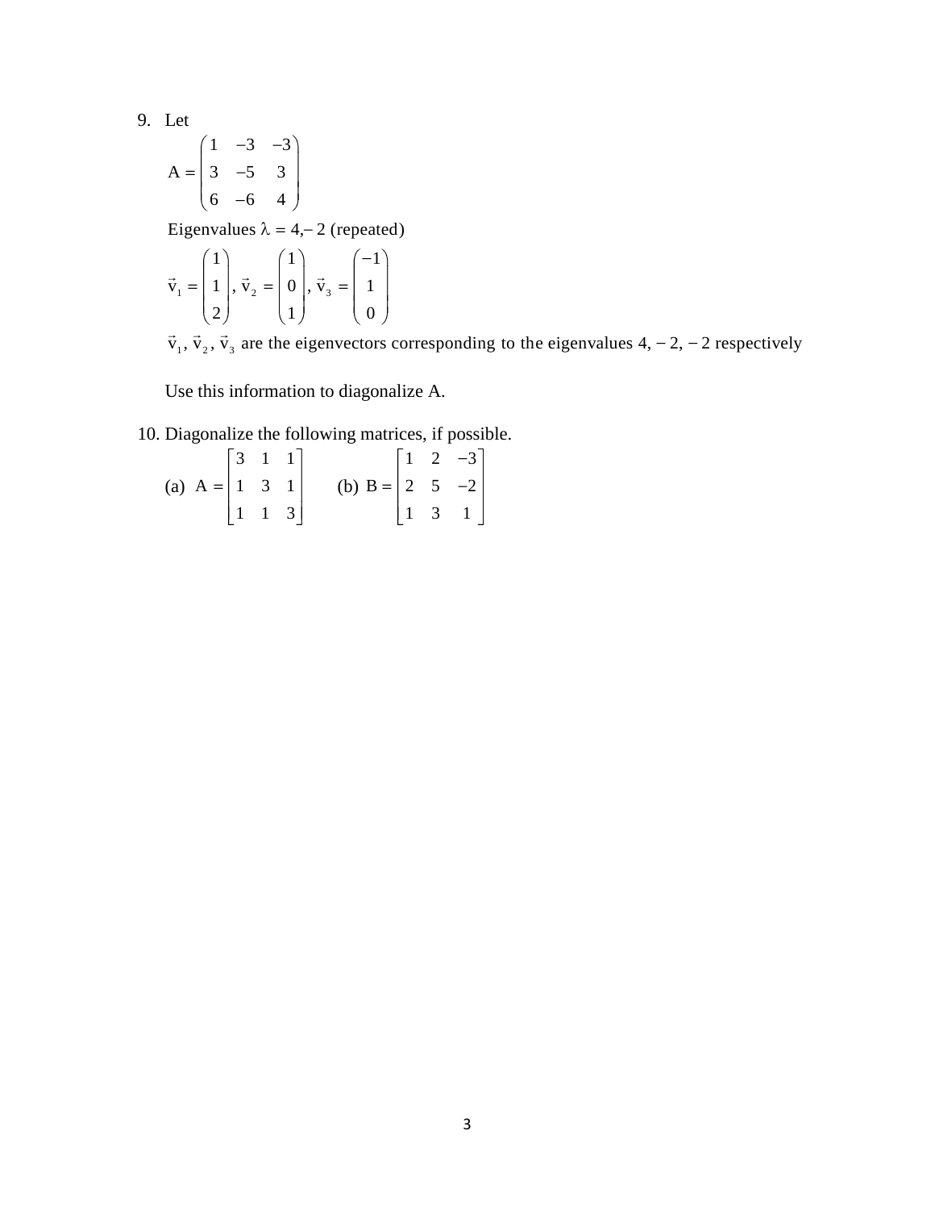9. Let

$$A = \begin{pmatrix} 1 & -3 & -3 \\ 3 & -5 & 3 \\ 6 & -6 & 4 \end{pmatrix}$$

Eigenvalues $\lambda = 4, -2$ (repeated)

$$\vec{v}_1 = \begin{pmatrix} 1 \\ 1 \\ 2 \end{pmatrix}, \vec{v}_2 = \begin{pmatrix} 1 \\ 0 \\ 1 \end{pmatrix}, \vec{v}_3 = \begin{pmatrix} -1 \\ 1 \\ 0 \end{pmatrix}$$

$\vec{v}_1, \vec{v}_2, \vec{v}_3$ are the eigenvectors corresponding to the eigenvalues $4, -2, -2$ respectively

Use this information to diagonalize A.

10. Diagonalize the following matrices, if possible.

(a) $A = \begin{bmatrix} 3 & 1 & 1 \\ 1 & 3 & 1 \\ 1 & 1 & 3 \end{bmatrix}$ (b) $B = \begin{bmatrix} 1 & 2 & -3 \\ 2 & 5 & -2 \\ 1 & 3 & 1 \end{bmatrix}$